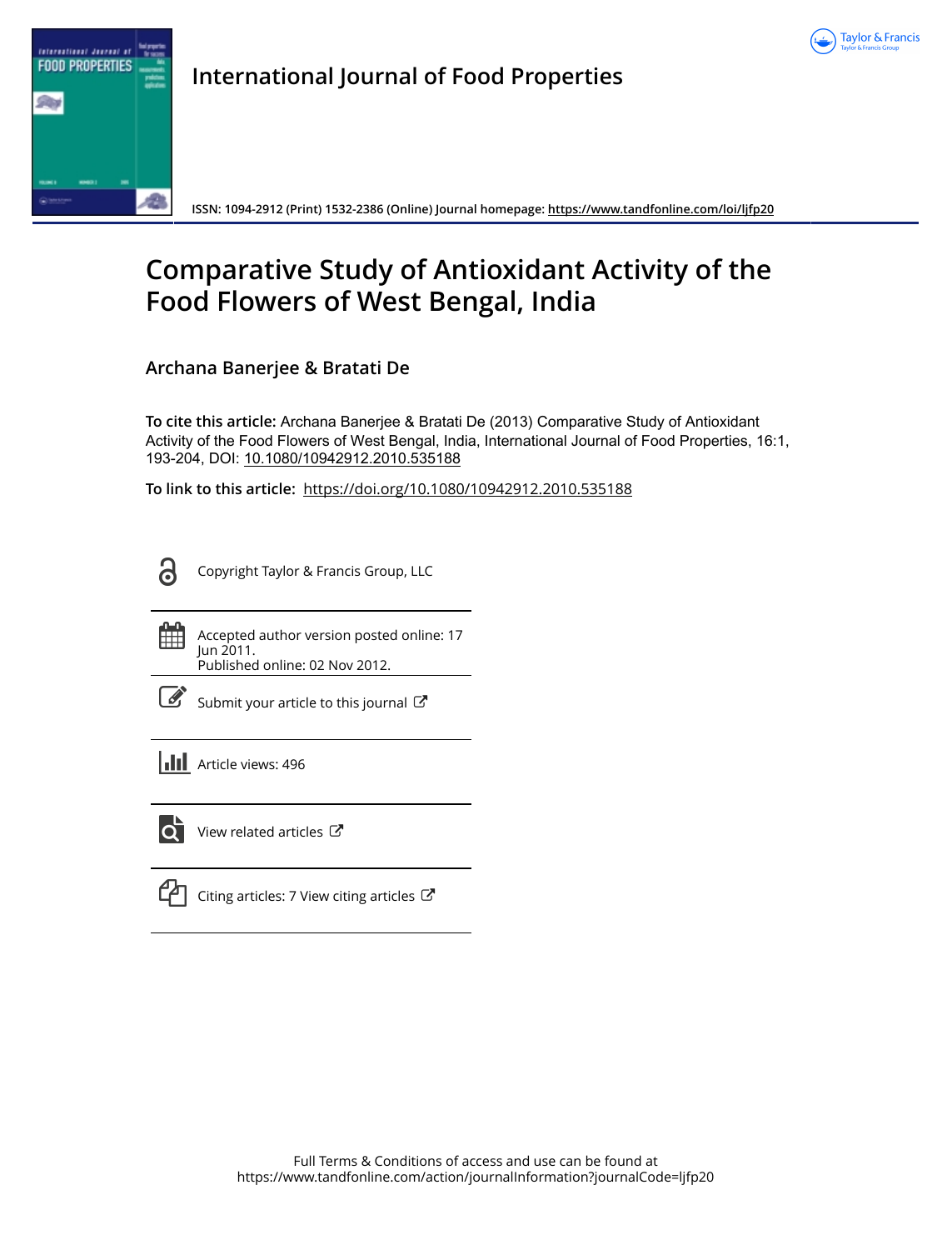# International Journal of Food Properties

ISSN: 1094-2912 (Print) 1532-2386 (Online) Journal homepage: https://www.tandfonline.com/loi/ljfp20

# Comparative Study of Antioxidant Activity of the Food Flowers of West Bengal, India

**Archana Banerjee & Bratati De**

**To cite this article:** Archana Banerjee & Bratati De (2013) Comparative Study of Antioxidant Activity of the Food Flowers of West Bengal, India, International Journal of Food Properties, 16:1, 193-204, DOI: 10.1080/10942912.2010.535188

**To link to this article:** https://doi.org/10.1080/10942912.2010.535188

Copyright Taylor & Francis Group, LLC

Accepted author version posted online: 17 Jun 2011.
Published online: 02 Nov 2012.

Submit your article to this journal

Article views: 496

View related articles

Citing articles: 7 View citing articles

Full Terms & Conditions of access and use can be found at
https://www.tandfonline.com/action/journalInformation?journalCode=ljfp20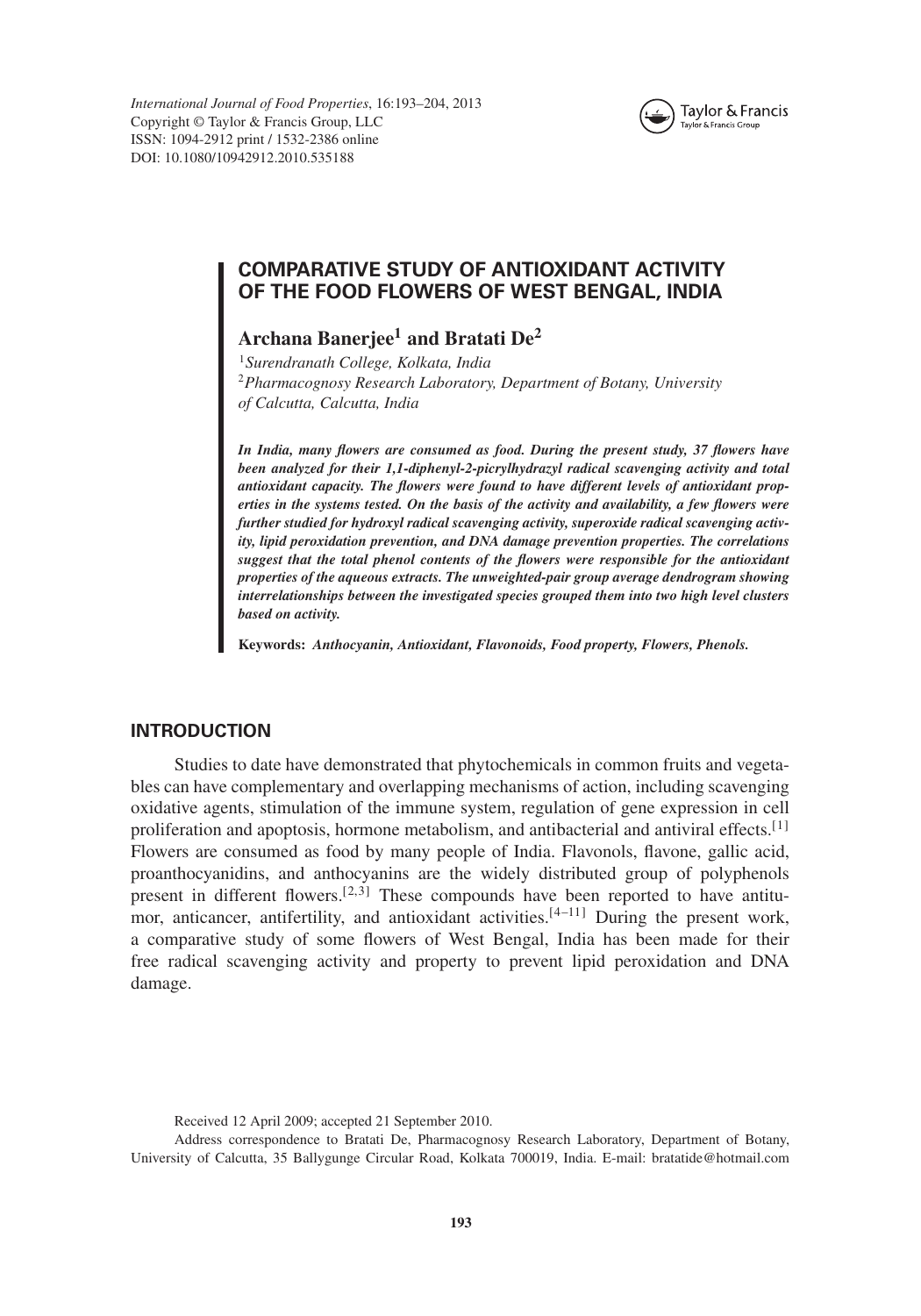# COMPARATIVE STUDY OF ANTIOXIDANT ACTIVITY OF THE FOOD FLOWERS OF WEST BENGAL, INDIA

**Archana Banerjee[1] and Bratati De[2]**

[1]*Surendranath College, Kolkata, India*
[2]*Pharmacognosy Research Laboratory, Department of Botany, University of Calcutta, Calcutta, India*

***In India, many flowers are consumed as food. During the present study, 37 flowers have been analyzed for their 1,1-diphenyl-2-picrylhydrazyl radical scavenging activity and total antioxidant capacity. The flowers were found to have different levels of antioxidant properties in the systems tested. On the basis of the activity and availability, a few flowers were further studied for hydroxyl radical scavenging activity, superoxide radical scavenging activity, lipid peroxidation prevention, and DNA damage prevention properties. The correlations suggest that the total phenol contents of the flowers were responsible for the antioxidant properties of the aqueous extracts. The unweighted-pair group average dendrogram showing interrelationships between the investigated species grouped them into two high level clusters based on activity.***

**Keywords:** ***Anthocyanin, Antioxidant, Flavonoids, Food property, Flowers, Phenols.***

## INTRODUCTION

Studies to date have demonstrated that phytochemicals in common fruits and vegetables can have complementary and overlapping mechanisms of action, including scavenging oxidative agents, stimulation of the immune system, regulation of gene expression in cell proliferation and apoptosis, hormone metabolism, and antibacterial and antiviral effects.[1] Flowers are consumed as food by many people of India. Flavonols, flavone, gallic acid, proanthocyanidins, and anthocyanins are the widely distributed group of polyphenols present in different flowers.[2,3] These compounds have been reported to have antitumor, anticancer, antifertility, and antioxidant activities.[4–11] During the present work, a comparative study of some flowers of West Bengal, India has been made for their free radical scavenging activity and property to prevent lipid peroxidation and DNA damage.

Received 12 April 2009; accepted 21 September 2010.

Address correspondence to Bratati De, Pharmacognosy Research Laboratory, Department of Botany, University of Calcutta, 35 Ballygunge Circular Road, Kolkata 700019, India. E-mail: bratatide@hotmail.com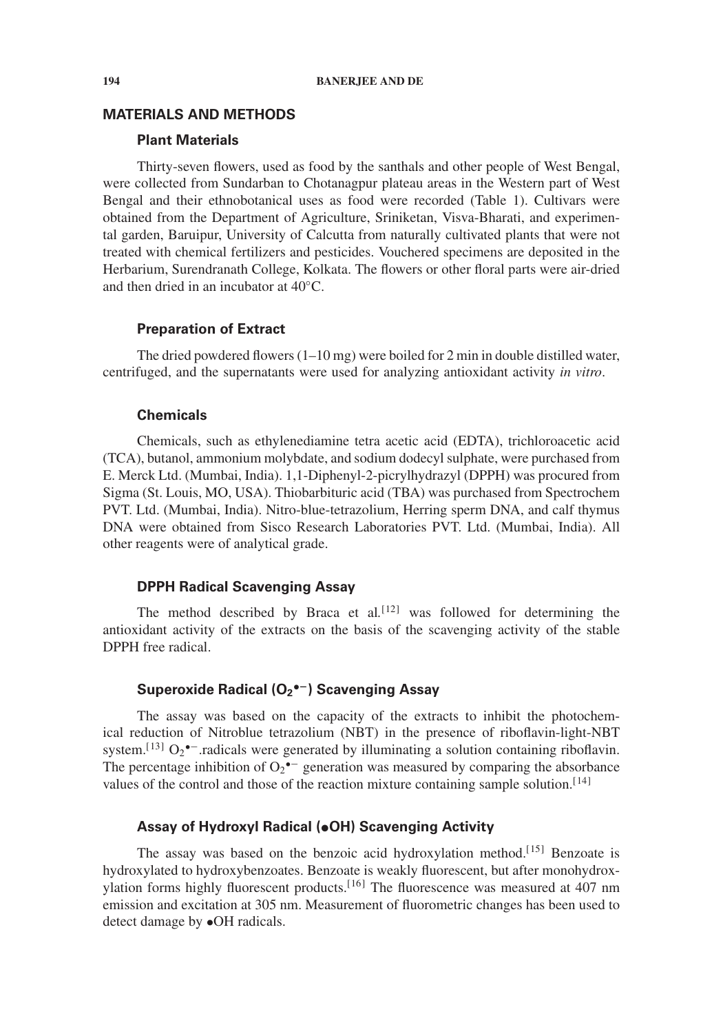## MATERIALS AND METHODS

### Plant Materials

Thirty-seven flowers, used as food by the santhals and other people of West Bengal, were collected from Sundarban to Chotanagpur plateau areas in the Western part of West Bengal and their ethnobotanical uses as food were recorded (Table 1). Cultivars were obtained from the Department of Agriculture, Sriniketan, Visva-Bharati, and experimental garden, Baruipur, University of Calcutta from naturally cultivated plants that were not treated with chemical fertilizers and pesticides. Vouchered specimens are deposited in the Herbarium, Surendranath College, Kolkata. The flowers or other floral parts were air-dried and then dried in an incubator at 40°C.

### Preparation of Extract

The dried powdered flowers (1–10 mg) were boiled for 2 min in double distilled water, centrifuged, and the supernatants were used for analyzing antioxidant activity *in vitro*.

### Chemicals

Chemicals, such as ethylenediamine tetra acetic acid (EDTA), trichloroacetic acid (TCA), butanol, ammonium molybdate, and sodium dodecyl sulphate, were purchased from E. Merck Ltd. (Mumbai, India). 1,1-Diphenyl-2-picrylhydrazyl (DPPH) was procured from Sigma (St. Louis, MO, USA). Thiobarbituric acid (TBA) was purchased from Spectrochem PVT. Ltd. (Mumbai, India). Nitro-blue-tetrazolium, Herring sperm DNA, and calf thymus DNA were obtained from Sisco Research Laboratories PVT. Ltd. (Mumbai, India). All other reagents were of analytical grade.

### DPPH Radical Scavenging Assay

The method described by Braca et al.[12] was followed for determining the antioxidant activity of the extracts on the basis of the scavenging activity of the stable DPPH free radical.

### Superoxide Radical ($O_2^{\bullet -}$) Scavenging Assay

The assay was based on the capacity of the extracts to inhibit the photochemical reduction of Nitroblue tetrazolium (NBT) in the presence of riboflavin-light-NBT system.[13] $O_2^{\bullet -}$.radicals were generated by illuminating a solution containing riboflavin. The percentage inhibition of $O_2^{\bullet -}$ generation was measured by comparing the absorbance values of the control and those of the reaction mixture containing sample solution.[14]

### Assay of Hydroxyl Radical (•OH) Scavenging Activity

The assay was based on the benzoic acid hydroxylation method.[15] Benzoate is hydroxylated to hydroxybenzoates. Benzoate is weakly fluorescent, but after monohydroxylation forms highly fluorescent products.[16] The fluorescence was measured at 407 nm emission and excitation at 305 nm. Measurement of fluorometric changes has been used to detect damage by •OH radicals.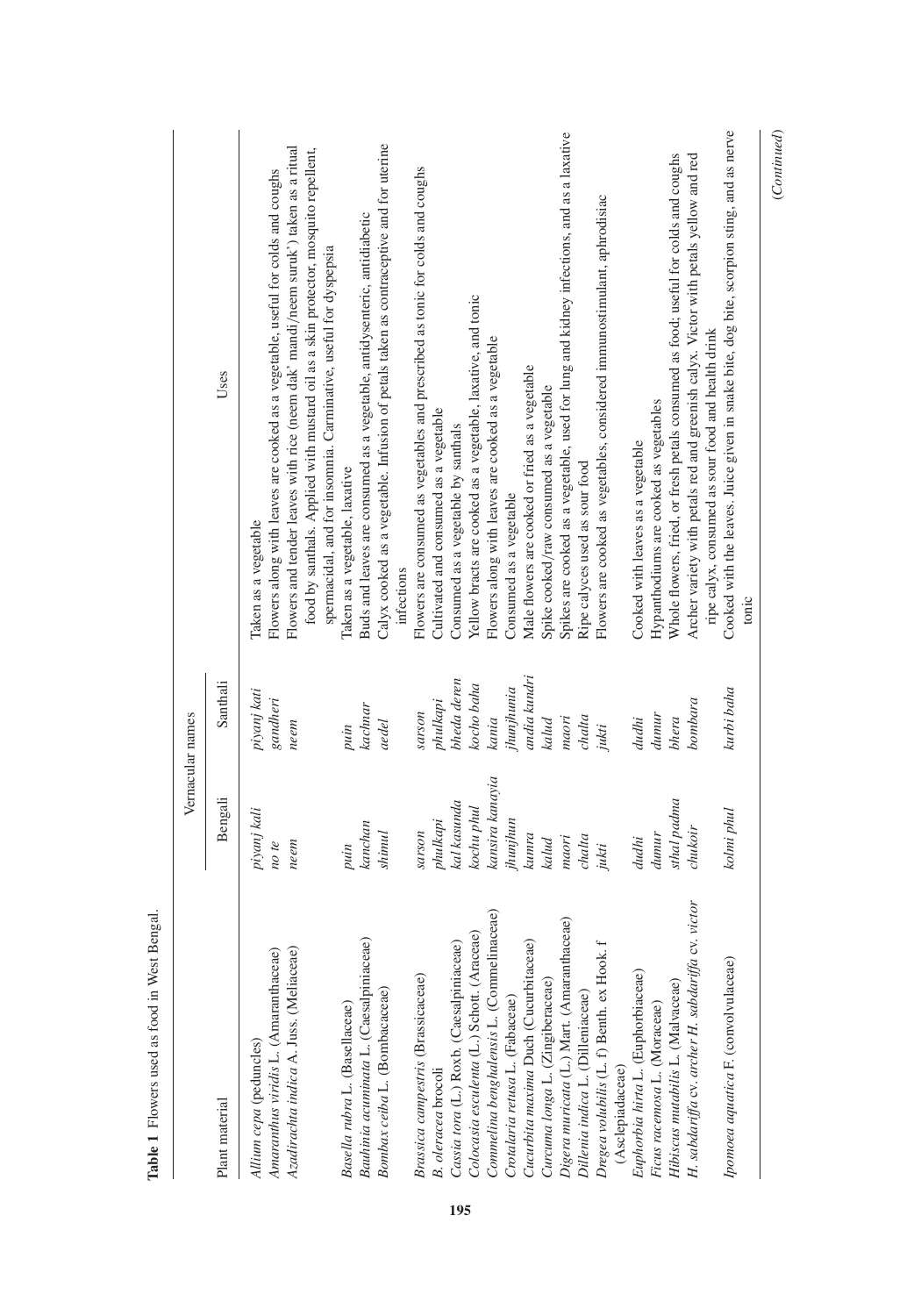**Table 1** Flowers used as food in West Bengal.

| Plant material | Vernacular names | | Uses |
|---|---|---|---|
| | Bengali | Santhali | |
| *Allium cepa* (peduncles) | *piyanj kali* | *piyanj kati* | Taken as a vegetable |
| *Amaranthus viridis* L. (Amaranthaceae) | *no te* | *gandheri* | Flowers along with leaves are cooked as a vegetable, useful for colds and coughs |
| *Azadirachta indica* A. Juss. (Meliaceae) | *neem* | *neem* | Flowers and tender leaves with rice (neem dak' mandi/neem suruk') taken as a ritual food by santhals. Applied with mustard oil as a skin protector, mosquito repellent, spermacidal, and for insomnia. Carminative, useful for dyspepsia |
| *Basella rubra* L. (Basellaceae) | *puin* | *puin* | Taken as a vegetable, laxative |
| *Bauhinia acuminata* L. (Caesalpiniaceae) | *kanchan* | *kachnar* | Buds and leaves are consumed as a vegetable, antidysenteric, antidiabetic |
| *Bombax ceiba* L. (Bombacaceae) | *shimul* | *aedel* | Calyx cooked as a vegetable. Infusion of petals taken as contraceptive and for uterine infections |
| *Brassica campestris* (Brassicaceae) | *sarson* | *sarson* | Flowers are consumed as vegetables and prescribed as tonic for colds and coughs |
| *B. oleracea* brocoli | *phulkapi* | *phulkapi* | Cultivated and consumed as a vegetable |
| *Cassia tora* (L.) Roxb. (Caesalpiniaceae) | *kal kasunda* | *bheda deren* | Consumed as a vegetable by santhals |
| *Colocasia esculenta* (L.) Schott. (Araceae) | *kochu phul* | *kocho baha* | Yellow bracts are cooked as a vegetable, laxative, and tonic |
| *Commelina benghalensis* L. (Commelinaceae) | *kansira kanayia* | *kania* | Flowers along with leaves are cooked as a vegetable |
| *Crotalaria retusa* L. (Fabaceae) | *jhunjhun* | *jhunjhunia* | Consumed as a vegetable |
| *Cucurbita maxima* Duch (Cucurbitaceae) | *kumra* | *andia kundri* | Male flowers are cooked or fried as a vegetable |
| *Curcuma longa* L. (Zingiberaceae) | *kalud* | *kalud* | Spike cooked/raw consumed as a vegetable |
| *Digera muricata* (L.) Mart. (Amaranthaceae) | *maori* | *maori* | Spikes are cooked as a vegetable, used for lung and kidney infections, and as a laxative |
| *Dillenia indica* L. (Dilleniaceae) | *chalta* | *chalta* | Ripe calyces used as sour food |
| *Dregea volubilis* (L. f) Benth. ex Hook. f (Asclepiadaceae) | *jukti* | *jukti* | Flowers are cooked as vegetables, considered immunostimulant, aphrodisiac |
| *Euphorbia hirta* L. (Euphorbiaceae) | *dudhi* | *dudhi* | Cooked with leaves as a vegetable |
| *Ficus racemosa* L. (Moraceae) | *dumur* | *dumur* | Hypanthodiums are cooked as vegetables |
| *Hibiscus mutabilis* L. (Malvaceae) | *sthal padma* | *bhera* | Whole flowers, fried, or fresh petals consumed as food; useful for colds and coughs |
| *H. sabdariffa* cv. *archer H. sabdariffa* cv. *victor* | *chukoir* | *bombara* | Archer variety with petals red and greenish calyx. Victor with petals yellow and red ripe calyx, consumed as sour food and health drink |
| *Ipomoea aquatica* F. (convolvulaceae) | *kolmi phul* | *kurbi baha* | Cooked with the leaves. Juice given in snake bite, dog bite, scorpion sting, and as nerve tonic |

(*Continued*)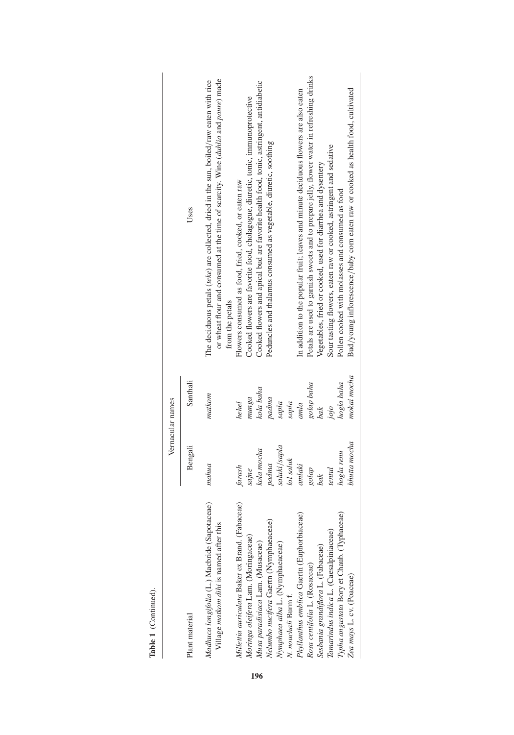**Table 1** (Continued).

| Plant material | Vernacular names | | Uses |
|---|---|---|---|
| | Bengali | Santhali | |
| *Madhuca longifolia* (L.) Macbride (Sapotaceae) Village *matkom dihi* is named after this | *mahua* | *matkom* | The deciduous petals (*teke*) are collected, dried in the sun, boiled/raw eaten with rice or wheat flour and consumed at the time of scarcity. Wine (*duhlia* and *paure*) made from the petals |
| *Milletia auriculata* Baker ex Brand. (Fabaceae) | *farash* | *hehel* | Flowers consumed as food, fried, cooked, or eaten raw |
| *Moringa oleifera* Lam. (Moringaceae) | *sajne* | *munga* | Cooked flowers are favorite food, cholagogue, diuretic, tonic, immunoprotective |
| *Musa paradisiaca* Lam. (Musaceae) | *kola mocha* | *kola baha* | Cooked flowers and apical bud are favorite health food, tonic, astringent, antidiabetic |
| *Nelumbo nucifera* Gaertn (Nymphaeaceae) | *padma* | *padma* | Peduncles and thalamus consumed as vegetable, diuretic, soothing |
| *Nymphaea alba* L. (Nymphaeaceae) | *saluki/sapla* | *sapla* | |
| *N. nouchali* Burm f. | *lal saluk* | *sapla* | |
| *Phyllanthus emblica* Gaertn (Euphorbiaceae) | *amlaki* | *amla* | In addition to the popular fruit; leaves and minute deciduous flowers are also eaten |
| *Rosa centifolia* L. (Rosaceae) | *golap* | *golap baha* | Petals are used to garnish sweets and to prepare jelly, flower water in refreshing drinks |
| *Sesbania grandiflora* L. (Fabaceae) | *bak* | *bak* | Vegetables, fried or cooked, used for diarrhea and dysentery |
| *Tamarindus indica* L. (Caesalpiniaceae) | *tentul* | *jojo* | Sour tasting flowers, eaten raw or cooked, astringent and sedative |
| *Typha angustata* Bory et Chaub. (Typhaceae) | *hogla renu* | *hogla baha* | Pollen cooked with molasses and consumed as food |
| *Zea mays* L. cv. (Poaceae) | *bhutta mocha* | *mokai mocha* | Bud/young inflorescence/baby corn eaten raw or cooked as health food, cultivated |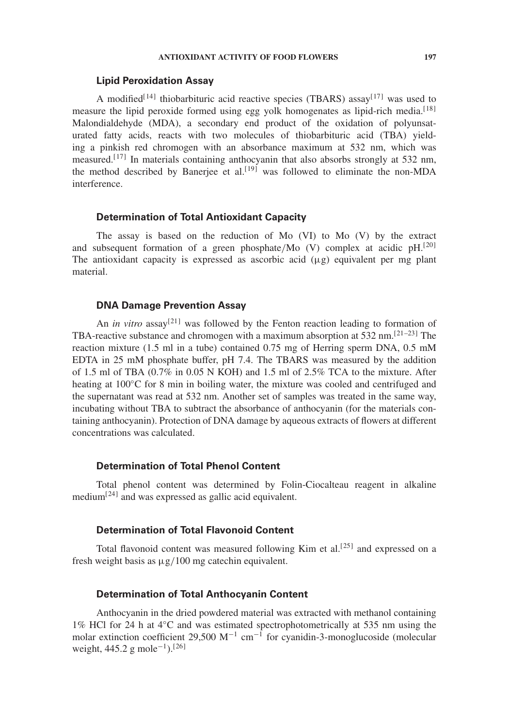### Lipid Peroxidation Assay

A modified[14] thiobarbituric acid reactive species (TBARS) assay[17] was used to measure the lipid peroxide formed using egg yolk homogenates as lipid-rich media.[18] Malondialdehyde (MDA), a secondary end product of the oxidation of polyunsaturated fatty acids, reacts with two molecules of thiobarbituric acid (TBA) yielding a pinkish red chromogen with an absorbance maximum at 532 nm, which was measured.[17] In materials containing anthocyanin that also absorbs strongly at 532 nm, the method described by Banerjee et al.[19] was followed to eliminate the non-MDA interference.

### Determination of Total Antioxidant Capacity

The assay is based on the reduction of Mo (VI) to Mo (V) by the extract and subsequent formation of a green phosphate/Mo (V) complex at acidic pH.[20] The antioxidant capacity is expressed as ascorbic acid ($\mu$g) equivalent per mg plant material.

### DNA Damage Prevention Assay

An *in vitro* assay[21] was followed by the Fenton reaction leading to formation of TBA-reactive substance and chromogen with a maximum absorption at 532 nm.[21–23] The reaction mixture (1.5 ml in a tube) contained 0.75 mg of Herring sperm DNA, 0.5 mM EDTA in 25 mM phosphate buffer, pH 7.4. The TBARS was measured by the addition of 1.5 ml of TBA (0.7% in 0.05 N KOH) and 1.5 ml of 2.5% TCA to the mixture. After heating at 100°C for 8 min in boiling water, the mixture was cooled and centrifuged and the supernatant was read at 532 nm. Another set of samples was treated in the same way, incubating without TBA to subtract the absorbance of anthocyanin (for the materials containing anthocyanin). Protection of DNA damage by aqueous extracts of flowers at different concentrations was calculated.

### Determination of Total Phenol Content

Total phenol content was determined by Folin-Ciocalteau reagent in alkaline medium[24] and was expressed as gallic acid equivalent.

### Determination of Total Flavonoid Content

Total flavonoid content was measured following Kim et al.[25] and expressed on a fresh weight basis as $\mu$g/100 mg catechin equivalent.

### Determination of Total Anthocyanin Content

Anthocyanin in the dried powdered material was extracted with methanol containing 1% HCl for 24 h at 4°C and was estimated spectrophotometrically at 535 nm using the molar extinction coefficient 29,500 $M^{-1}$ $cm^{-1}$ for cyanidin-3-monoglucoside (molecular weight, 445.2 g $mole^{-1}$).[26]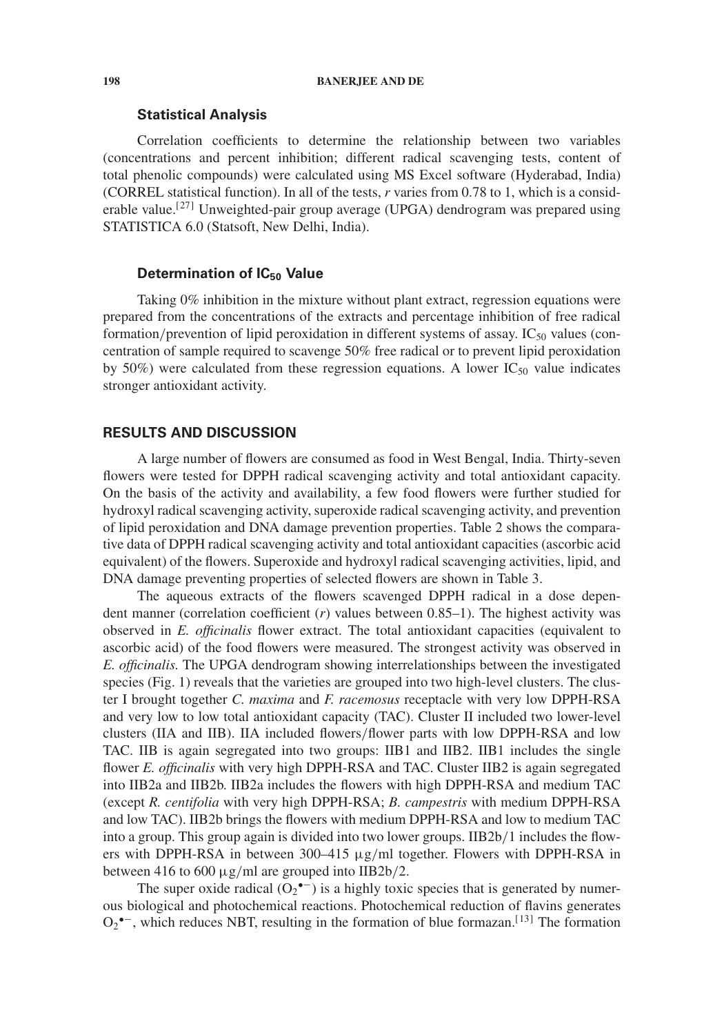### Statistical Analysis

Correlation coefficients to determine the relationship between two variables (concentrations and percent inhibition; different radical scavenging tests, content of total phenolic compounds) were calculated using MS Excel software (Hyderabad, India) (CORREL statistical function). In all of the tests, *r* varies from 0.78 to 1, which is a considerable value.[27] Unweighted-pair group average (UPGA) dendrogram was prepared using STATISTICA 6.0 (Statsoft, New Delhi, India).

### Determination of $IC_{50}$ Value

Taking 0% inhibition in the mixture without plant extract, regression equations were prepared from the concentrations of the extracts and percentage inhibition of free radical formation/prevention of lipid peroxidation in different systems of assay. $IC_{50}$ values (concentration of sample required to scavenge 50% free radical or to prevent lipid peroxidation by 50%) were calculated from these regression equations. A lower $IC_{50}$ value indicates stronger antioxidant activity.

## RESULTS AND DISCUSSION

A large number of flowers are consumed as food in West Bengal, India. Thirty-seven flowers were tested for DPPH radical scavenging activity and total antioxidant capacity. On the basis of the activity and availability, a few food flowers were further studied for hydroxyl radical scavenging activity, superoxide radical scavenging activity, and prevention of lipid peroxidation and DNA damage prevention properties. Table 2 shows the comparative data of DPPH radical scavenging activity and total antioxidant capacities (ascorbic acid equivalent) of the flowers. Superoxide and hydroxyl radical scavenging activities, lipid, and DNA damage preventing properties of selected flowers are shown in Table 3.

The aqueous extracts of the flowers scavenged DPPH radical in a dose dependent manner (correlation coefficient (*r*) values between 0.85–1). The highest activity was observed in *E. officinalis* flower extract. The total antioxidant capacities (equivalent to ascorbic acid) of the food flowers were measured. The strongest activity was observed in *E. officinalis.* The UPGA dendrogram showing interrelationships between the investigated species (Fig. 1) reveals that the varieties are grouped into two high-level clusters. The cluster I brought together *C. maxima* and *F. racemosus* receptacle with very low DPPH-RSA and very low to low total antioxidant capacity (TAC). Cluster II included two lower-level clusters (IIA and IIB). IIA included flowers/flower parts with low DPPH-RSA and low TAC. IIB is again segregated into two groups: IIB1 and IIB2. IIB1 includes the single flower *E. officinalis* with very high DPPH-RSA and TAC. Cluster IIB2 is again segregated into IIB2a and IIB2b. IIB2a includes the flowers with high DPPH-RSA and medium TAC (except *R. centifolia* with very high DPPH-RSA; *B. campestris* with medium DPPH-RSA and low TAC). IIB2b brings the flowers with medium DPPH-RSA and low to medium TAC into a group. This group again is divided into two lower groups. IIB2b/1 includes the flowers with DPPH-RSA in between 300–415 $\mu$g/ml together. Flowers with DPPH-RSA in between 416 to 600 $\mu$g/ml are grouped into IIB2b/2.

The super oxide radical ($O_2^{\bullet -}$) is a highly toxic species that is generated by numerous biological and photochemical reactions. Photochemical reduction of flavins generates $O_2^{\bullet -}$, which reduces NBT, resulting in the formation of blue formazan.[13] The formation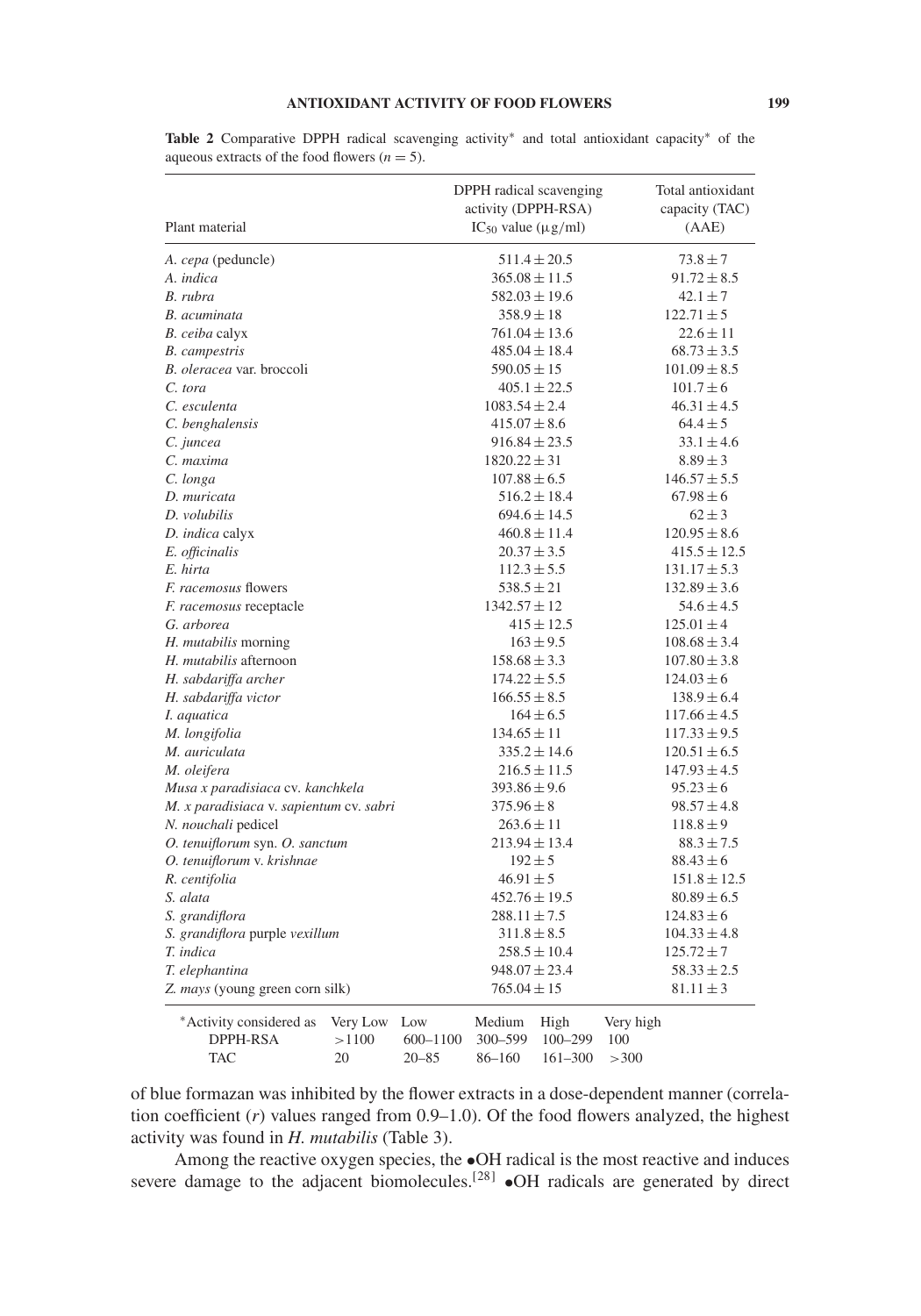**Table 2** Comparative DPPH radical scavenging activity* and total antioxidant capacity* of the aqueous extracts of the food flowers ($n = 5$).

| Plant material | DPPH radical scavenging activity (DPPH-RSA) $IC_{50}$ value (μg/ml) | Total antioxidant capacity (TAC) (AAE) |
|---|---|---|
| *A. cepa* (peduncle) | $511.4 \pm 20.5$ | $73.8 \pm 7$ |
| *A. indica* | $365.08 \pm 11.5$ | $91.72 \pm 8.5$ |
| *B. rubra* | $582.03 \pm 19.6$ | $42.1 \pm 7$ |
| *B. acuminata* | $358.9 \pm 18$ | $122.71 \pm 5$ |
| *B. ceiba* calyx | $761.04 \pm 13.6$ | $22.6 \pm 11$ |
| *B. campestris* | $485.04 \pm 18.4$ | $68.73 \pm 3.5$ |
| *B. oleracea* var. broccoli | $590.05 \pm 15$ | $101.09 \pm 8.5$ |
| *C. tora* | $405.1 \pm 22.5$ | $101.7 \pm 6$ |
| *C. esculenta* | $1083.54 \pm 2.4$ | $46.31 \pm 4.5$ |
| *C. benghalensis* | $415.07 \pm 8.6$ | $64.4 \pm 5$ |
| *C. juncea* | $916.84 \pm 23.5$ | $33.1 \pm 4.6$ |
| *C. maxima* | $1820.22 \pm 31$ | $8.89 \pm 3$ |
| *C. longa* | $107.88 \pm 6.5$ | $146.57 \pm 5.5$ |
| *D. muricata* | $516.2 \pm 18.4$ | $67.98 \pm 6$ |
| *D. volubilis* | $694.6 \pm 14.5$ | $62 \pm 3$ |
| *D. indica* calyx | $460.8 \pm 11.4$ | $120.95 \pm 8.6$ |
| *E. officinalis* | $20.37 \pm 3.5$ | $415.5 \pm 12.5$ |
| *E. hirta* | $112.3 \pm 5.5$ | $131.17 \pm 5.3$ |
| *F. racemosus* flowers | $538.5 \pm 21$ | $132.89 \pm 3.6$ |
| *F. racemosus* receptacle | $1342.57 \pm 12$ | $54.6 \pm 4.5$ |
| *G. arborea* | $415 \pm 12.5$ | $125.01 \pm 4$ |
| *H. mutabilis* morning | $163 \pm 9.5$ | $108.68 \pm 3.4$ |
| *H. mutabilis* afternoon | $158.68 \pm 3.3$ | $107.80 \pm 3.8$ |
| *H. sabdariffa archer* | $174.22 \pm 5.5$ | $124.03 \pm 6$ |
| *H. sabdariffa victor* | $166.55 \pm 8.5$ | $138.9 \pm 6.4$ |
| *I. aquatica* | $164 \pm 6.5$ | $117.66 \pm 4.5$ |
| *M. longifolia* | $134.65 \pm 11$ | $117.33 \pm 9.5$ |
| *M. auriculata* | $335.2 \pm 14.6$ | $120.51 \pm 6.5$ |
| *M. oleifera* | $216.5 \pm 11.5$ | $147.93 \pm 4.5$ |
| *Musa x paradisiaca* cv. *kanchkela* | $393.86 \pm 9.6$ | $95.23 \pm 6$ |
| *M. x paradisiaca* v. *sapientum* cv. *sabri* | $375.96 \pm 8$ | $98.57 \pm 4.8$ |
| *N. nouchali* pedicel | $263.6 \pm 11$ | $118.8 \pm 9$ |
| *O. tenuiflorum* syn. *O. sanctum* | $213.94 \pm 13.4$ | $88.3 \pm 7.5$ |
| *O. tenuiflorum* v. *krishnae* | $192 \pm 5$ | $88.43 \pm 6$ |
| *R. centifolia* | $46.91 \pm 5$ | $151.8 \pm 12.5$ |
| *S. alata* | $452.76 \pm 19.5$ | $80.89 \pm 6.5$ |
| *S. grandiflora* | $288.11 \pm 7.5$ | $124.83 \pm 6$ |
| *S. grandiflora* purple *vexillum* | $311.8 \pm 8.5$ | $104.33 \pm 4.8$ |
| *T. indica* | $258.5 \pm 10.4$ | $125.72 \pm 7$ |
| *T. elephantina* | $948.07 \pm 23.4$ | $58.33 \pm 2.5$ |
| *Z. mays* (young green corn silk) | $765.04 \pm 15$ | $81.11 \pm 3$ |

| *Activity considered as | Very Low | Low | Medium | High | Very high |
|---|---|---|---|---|---|
| DPPH-RSA | >1100 | 600–1100 | 300–599 | 100–299 | 100 |
| TAC | 20 | 20–85 | 86–160 | 161–300 | >300 |

of blue formazan was inhibited by the flower extracts in a dose-dependent manner (correlation coefficient ($r$) values ranged from 0.9–1.0). Of the food flowers analyzed, the highest activity was found in *H. mutabilis* (Table 3).

Among the reactive oxygen species, the •OH radical is the most reactive and induces severe damage to the adjacent biomolecules.[28] •OH radicals are generated by direct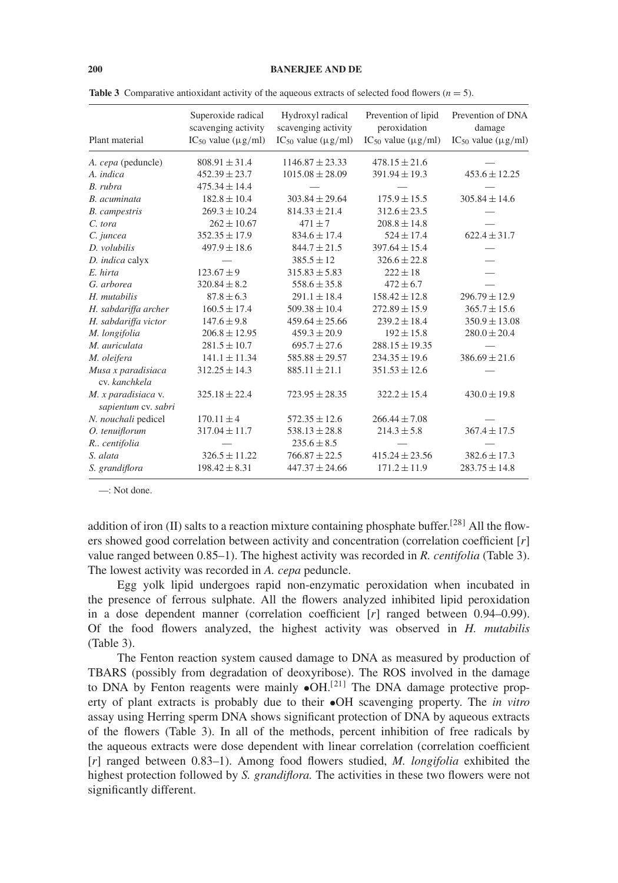**Table 3** Comparative antioxidant activity of the aqueous extracts of selected food flowers ($n = 5$).

| Plant material | Superoxide radical scavenging activity $IC_{50}$ value (μg/ml) | Hydroxyl radical scavenging activity $IC_{50}$ value (μg/ml) | Prevention of lipid peroxidation $IC_{50}$ value (μg/ml) | Prevention of DNA damage $IC_{50}$ value (μg/ml) |
|---|---|---|---|---|
| *A. cepa* (peduncle) | $808.91 \pm 31.4$ | $1146.87 \pm 23.33$ | $478.15 \pm 21.6$ | — |
| *A. indica* | $452.39 \pm 23.7$ | $1015.08 \pm 28.09$ | $391.94 \pm 19.3$ | $453.6 \pm 12.25$ |
| *B. rubra* | $475.34 \pm 14.4$ | — | — | — |
| *B. acuminata* | $182.8 \pm 10.4$ | $303.84 \pm 29.64$ | $175.9 \pm 15.5$ | $305.84 \pm 14.6$ |
| *B. campestris* | $269.3 \pm 10.24$ | $814.33 \pm 21.4$ | $312.6 \pm 23.5$ | — |
| *C. tora* | $262 \pm 10.67$ | $471 \pm 7$ | $208.8 \pm 14.8$ | — |
| *C. juncea* | $352.35 \pm 17.9$ | $834.6 \pm 17.4$ | $524 \pm 17.4$ | $622.4 \pm 31.7$ |
| *D. volubilis* | $497.9 \pm 18.6$ | $844.7 \pm 21.5$ | $397.64 \pm 15.4$ | — |
| *D. indica* calyx | — | $385.5 \pm 12$ | $326.6 \pm 22.8$ | — |
| *E. hirta* | $123.67 \pm 9$ | $315.83 \pm 5.83$ | $222 \pm 18$ | — |
| *G. arborea* | $320.84 \pm 8.2$ | $558.6 \pm 35.8$ | $472 \pm 6.7$ | — |
| *H. mutabilis* | $87.8 \pm 6.3$ | $291.1 \pm 18.4$ | $158.42 \pm 12.8$ | $296.79 \pm 12.9$ |
| *H. sabdariffa archer* | $160.5 \pm 17.4$ | $509.38 \pm 10.4$ | $272.89 \pm 15.9$ | $365.7 \pm 15.6$ |
| *H. sabdariffa victor* | $147.6 \pm 9.8$ | $459.64 \pm 25.66$ | $239.2 \pm 18.4$ | $350.9 \pm 13.08$ |
| *M. longifolia* | $206.8 \pm 12.95$ | $459.3 \pm 20.9$ | $192 \pm 15.8$ | $280.0 \pm 20.4$ |
| *M. auriculata* | $281.5 \pm 10.7$ | $695.7 \pm 27.6$ | $288.15 \pm 19.35$ | — |
| *M. oleifera* | $141.1 \pm 11.34$ | $585.88 \pm 29.57$ | $234.35 \pm 19.6$ | $386.69 \pm 21.6$ |
| *Musa x paradisiaca* cv. *kanchkela* | $312.25 \pm 14.3$ | $885.11 \pm 21.1$ | $351.53 \pm 12.6$ | — |
| *M. x paradisiaca* v. *sapientum* cv. *sabri* | $325.18 \pm 22.4$ | $723.95 \pm 28.35$ | $322.2 \pm 15.4$ | $430.0 \pm 19.8$ |
| *N. nouchali* pedicel | $170.11 \pm 4$ | $572.35 \pm 12.6$ | $266.44 \pm 7.08$ | — |
| *O. tenuiflorum* | $317.04 \pm 11.7$ | $538.13 \pm 28.8$ | $214.3 \pm 5.8$ | $367.4 \pm 17.5$ |
| *R.. centifolia* | — | $235.6 \pm 8.5$ | — | — |
| *S. alata* | $326.5 \pm 11.22$ | $766.87 \pm 22.5$ | $415.24 \pm 23.56$ | $382.6 \pm 17.3$ |
| *S. grandiflora* | $198.42 \pm 8.31$ | $447.37 \pm 24.66$ | $171.2 \pm 11.9$ | $283.75 \pm 14.8$ |

—: Not done.

addition of iron (II) salts to a reaction mixture containing phosphate buffer.[28] All the flowers showed good correlation between activity and concentration (correlation coefficient [$r$] value ranged between 0.85–1). The highest activity was recorded in *R. centifolia* (Table 3). The lowest activity was recorded in *A. cepa* peduncle.

Egg yolk lipid undergoes rapid non-enzymatic peroxidation when incubated in the presence of ferrous sulphate. All the flowers analyzed inhibited lipid peroxidation in a dose dependent manner (correlation coefficient [$r$] ranged between 0.94–0.99). Of the food flowers analyzed, the highest activity was observed in *H. mutabilis* (Table 3).

The Fenton reaction system caused damage to DNA as measured by production of TBARS (possibly from degradation of deoxyribose). The ROS involved in the damage to DNA by Fenton reagents were mainly •OH.[21] The DNA damage protective property of plant extracts is probably due to their •OH scavenging property. The *in vitro* assay using Herring sperm DNA shows significant protection of DNA by aqueous extracts of the flowers (Table 3). In all of the methods, percent inhibition of free radicals by the aqueous extracts were dose dependent with linear correlation (correlation coefficient [$r$] ranged between 0.83–1). Among food flowers studied, *M. longifolia* exhibited the highest protection followed by *S. grandiflora.* The activities in these two flowers were not significantly different.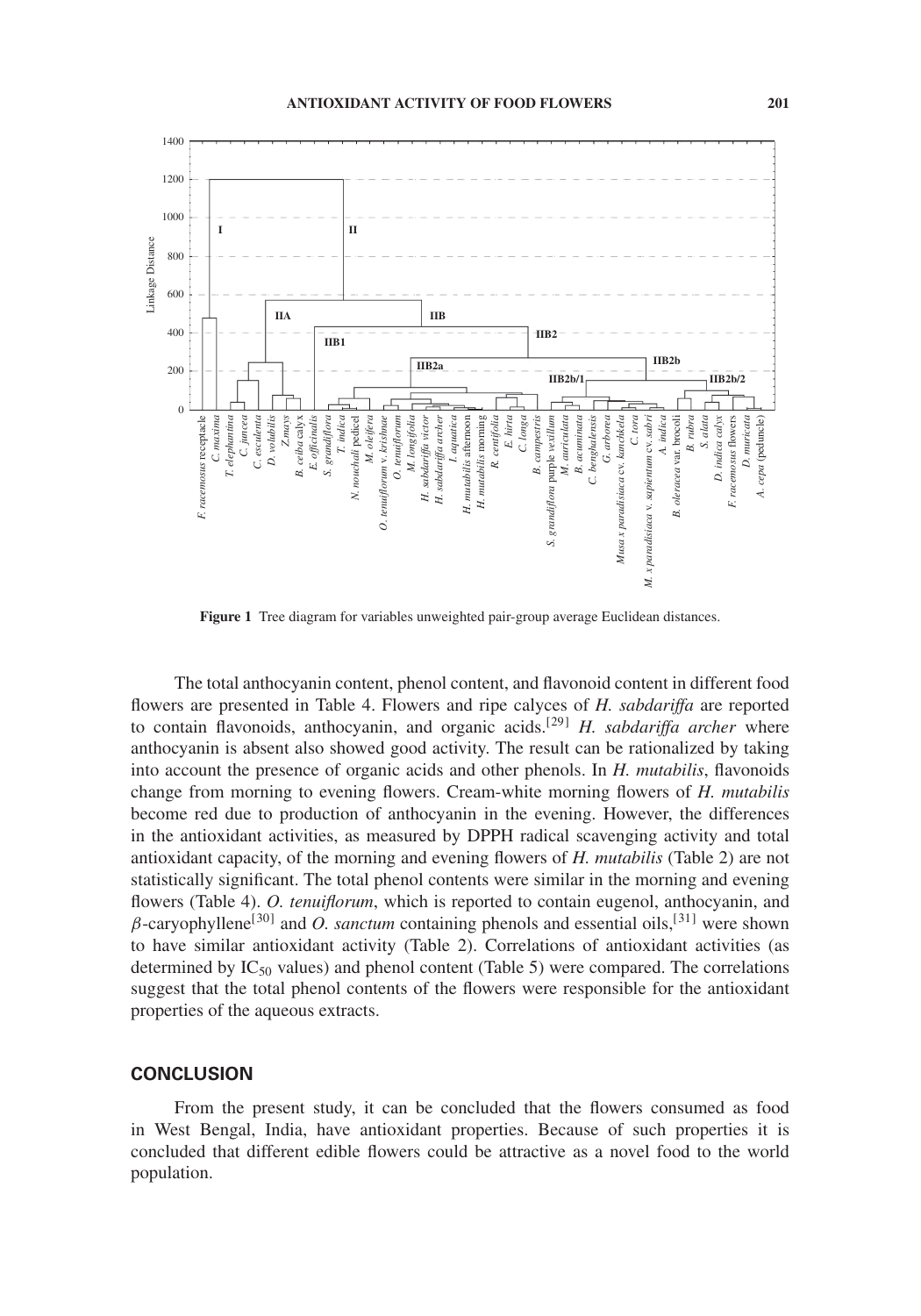**Figure 1** Tree diagram for variables unweighted pair-group average Euclidean distances.

The total anthocyanin content, phenol content, and flavonoid content in different food flowers are presented in Table 4. Flowers and ripe calyces of *H. sabdariffa* are reported to contain flavonoids, anthocyanin, and organic acids.[29] *H. sabdariffa archer* where anthocyanin is absent also showed good activity. The result can be rationalized by taking into account the presence of organic acids and other phenols. In *H. mutabilis*, flavonoids change from morning to evening flowers. Cream-white morning flowers of *H. mutabilis* become red due to production of anthocyanin in the evening. However, the differences in the antioxidant activities, as measured by DPPH radical scavenging activity and total antioxidant capacity, of the morning and evening flowers of *H. mutabilis* (Table 2) are not statistically significant. The total phenol contents were similar in the morning and evening flowers (Table 4). *O. tenuiflorum*, which is reported to contain eugenol, anthocyanin, and $\beta$-caryophyllene[30] and *O. sanctum* containing phenols and essential oils,[31] were shown to have similar antioxidant activity (Table 2). Correlations of antioxidant activities (as determined by $IC_{50}$ values) and phenol content (Table 5) were compared. The correlations suggest that the total phenol contents of the flowers were responsible for the antioxidant properties of the aqueous extracts.

## CONCLUSION

From the present study, it can be concluded that the flowers consumed as food in West Bengal, India, have antioxidant properties. Because of such properties it is concluded that different edible flowers could be attractive as a novel food to the world population.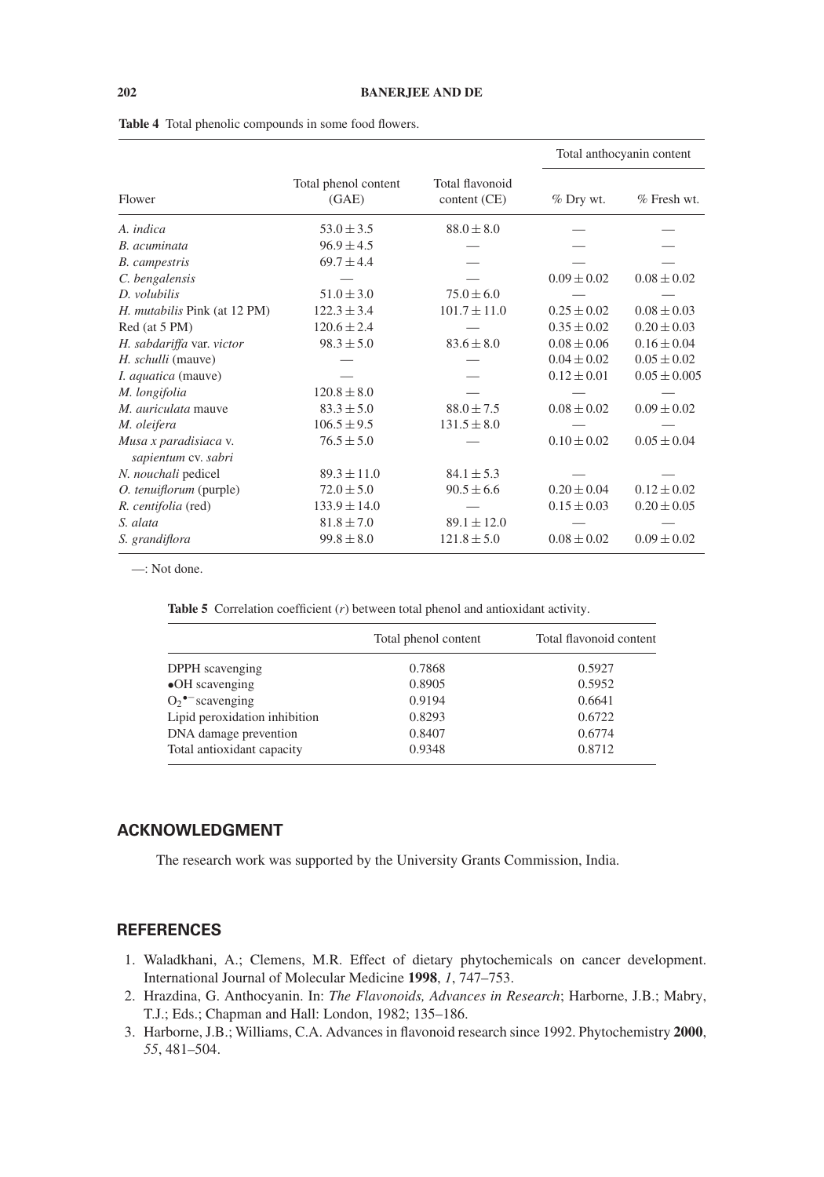**Table 4** Total phenolic compounds in some food flowers.

| Flower | Total phenol content (GAE) | Total flavonoid content (CE) | Total anthocyanin content | |
|---|---|---|---|---|
| | | | % Dry wt. | % Fresh wt. |
| *A. indica* | $53.0 \pm 3.5$ | $88.0 \pm 8.0$ | — | — |
| *B. acuminata* | $96.9 \pm 4.5$ | — | — | — |
| *B. campestris* | $69.7 \pm 4.4$ | — | — | — |
| *C. bengalensis* | — | — | $0.09 \pm 0.02$ | $0.08 \pm 0.02$ |
| *D. volubilis* | $51.0 \pm 3.0$ | $75.0 \pm 6.0$ | — | — |
| *H. mutabilis* Pink (at 12 PM) | $122.3 \pm 3.4$ | $101.7 \pm 11.0$ | $0.25 \pm 0.02$ | $0.08 \pm 0.03$ |
| Red (at 5 PM) | $120.6 \pm 2.4$ | — | $0.35 \pm 0.02$ | $0.20 \pm 0.03$ |
| *H. sabdariffa* var. *victor* | $98.3 \pm 5.0$ | $83.6 \pm 8.0$ | $0.08 \pm 0.06$ | $0.16 \pm 0.04$ |
| *H. schulli* (mauve) | — | — | $0.04 \pm 0.02$ | $0.05 \pm 0.02$ |
| *I. aquatica* (mauve) | — | — | $0.12 \pm 0.01$ | $0.05 \pm 0.005$ |
| *M. longifolia* | $120.8 \pm 8.0$ | — | — | — |
| *M. auriculata* mauve | $83.3 \pm 5.0$ | $88.0 \pm 7.5$ | $0.08 \pm 0.02$ | $0.09 \pm 0.02$ |
| *M. oleifera* | $106.5 \pm 9.5$ | $131.5 \pm 8.0$ | — | — |
| *Musa x paradisiaca* v. *sapientum* cv. *sabri* | $76.5 \pm 5.0$ | — | $0.10 \pm 0.02$ | $0.05 \pm 0.04$ |
| *N. nouchali* pedicel | $89.3 \pm 11.0$ | $84.1 \pm 5.3$ | — | — |
| *O. tenuiflorum* (purple) | $72.0 \pm 5.0$ | $90.5 \pm 6.6$ | $0.20 \pm 0.04$ | $0.12 \pm 0.02$ |
| *R. centifolia* (red) | $133.9 \pm 14.0$ | — | $0.15 \pm 0.03$ | $0.20 \pm 0.05$ |
| *S. alata* | $81.8 \pm 7.0$ | $89.1 \pm 12.0$ | — | — |
| *S. grandiflora* | $99.8 \pm 8.0$ | $121.8 \pm 5.0$ | $0.08 \pm 0.02$ | $0.09 \pm 0.02$ |

—: Not done.

**Table 5** Correlation coefficient ($r$) between total phenol and antioxidant activity.

| | Total phenol content | Total flavonoid content |
|---|---|---|
| DPPH scavenging | 0.7868 | 0.5927 |
| $\bullet$OH scavenging | 0.8905 | 0.5952 |
| $O_2^{\bullet -}$ scavenging | 0.9194 | 0.6641 |
| Lipid peroxidation inhibition | 0.8293 | 0.6722 |
| DNA damage prevention | 0.8407 | 0.6774 |
| Total antioxidant capacity | 0.9348 | 0.8712 |

## ACKNOWLEDGMENT

The research work was supported by the University Grants Commission, India.

## REFERENCES

1. Waladkhani, A.; Clemens, M.R. Effect of dietary phytochemicals on cancer development. International Journal of Molecular Medicine **1998**, *1*, 747–753.
2. Hrazdina, G. Anthocyanin. In: *The Flavonoids, Advances in Research*; Harborne, J.B.; Mabry, T.J.; Eds.; Chapman and Hall: London, 1982; 135–186.
3. Harborne, J.B.; Williams, C.A. Advances in flavonoid research since 1992. Phytochemistry **2000**, *55*, 481–504.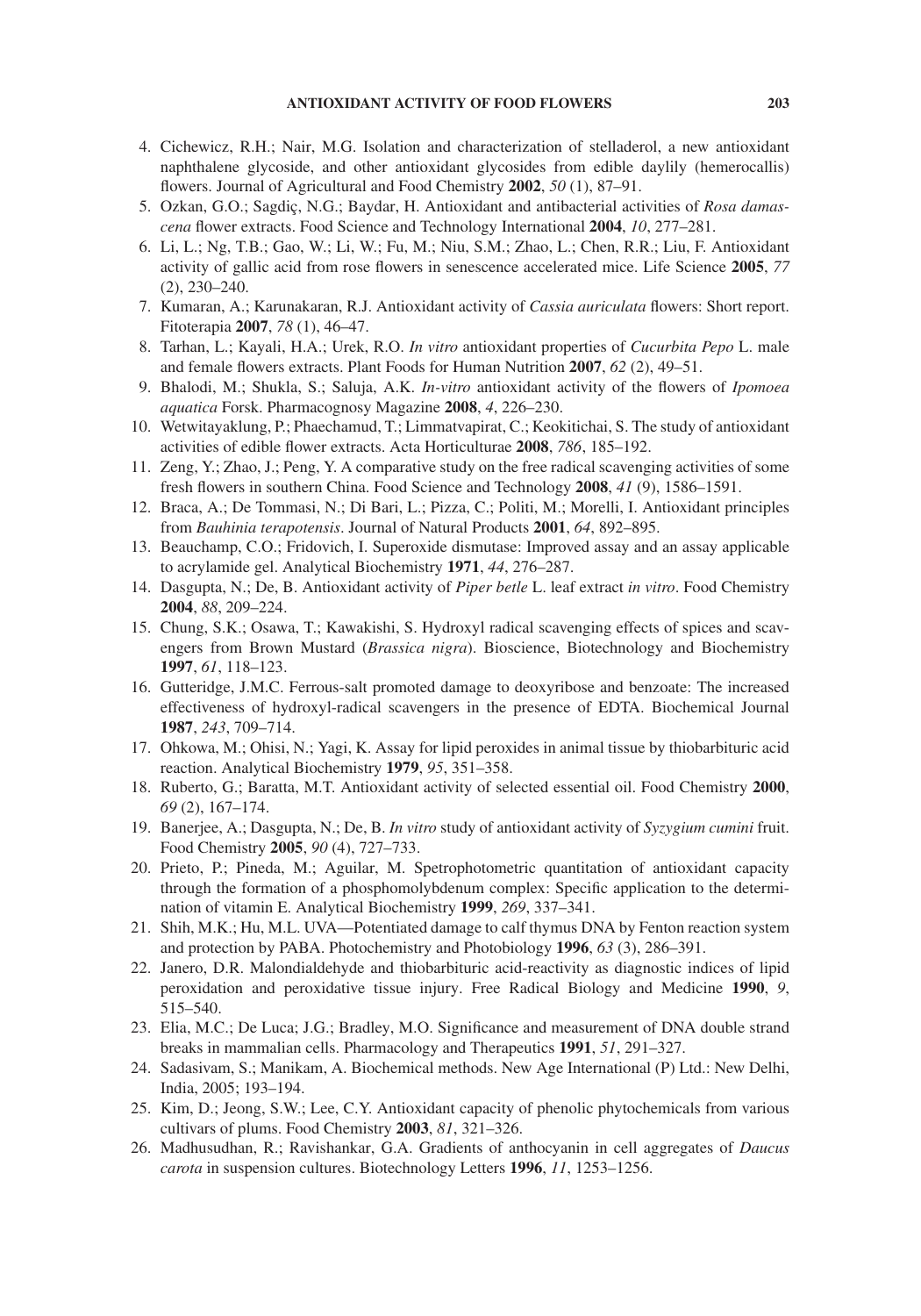4. Cichewicz, R.H.; Nair, M.G. Isolation and characterization of stelladerol, a new antioxidant naphthalene glycoside, and other antioxidant glycosides from edible daylily (hemerocallis) flowers. Journal of Agricultural and Food Chemistry **2002**, *50* (1), 87–91.
5. Ozkan, G.O.; Sagdiç, N.G.; Baydar, H. Antioxidant and antibacterial activities of *Rosa damascena* flower extracts. Food Science and Technology International **2004**, *10*, 277–281.
6. Li, L.; Ng, T.B.; Gao, W.; Li, W.; Fu, M.; Niu, S.M.; Zhao, L.; Chen, R.R.; Liu, F. Antioxidant activity of gallic acid from rose flowers in senescence accelerated mice. Life Science **2005**, *77* (2), 230–240.
7. Kumaran, A.; Karunakaran, R.J. Antioxidant activity of *Cassia auriculata* flowers: Short report. Fitoterapia **2007**, *78* (1), 46–47.
8. Tarhan, L.; Kayali, H.A.; Urek, R.O. *In vitro* antioxidant properties of *Cucurbita Pepo* L. male and female flowers extracts. Plant Foods for Human Nutrition **2007**, *62* (2), 49–51.
9. Bhalodi, M.; Shukla, S.; Saluja, A.K. *In-vitro* antioxidant activity of the flowers of *Ipomoea aquatica* Forsk. Pharmacognosy Magazine **2008**, *4*, 226–230.
10. Wetwitayaklung, P.; Phaechamud, T.; Limmatvapirat, C.; Keokitichai, S. The study of antioxidant activities of edible flower extracts. Acta Horticulturae **2008**, *786*, 185–192.
11. Zeng, Y.; Zhao, J.; Peng, Y. A comparative study on the free radical scavenging activities of some fresh flowers in southern China. Food Science and Technology **2008**, *41* (9), 1586–1591.
12. Braca, A.; De Tommasi, N.; Di Bari, L.; Pizza, C.; Politi, M.; Morelli, I. Antioxidant principles from *Bauhinia terapotensis*. Journal of Natural Products **2001**, *64*, 892–895.
13. Beauchamp, C.O.; Fridovich, I. Superoxide dismutase: Improved assay and an assay applicable to acrylamide gel. Analytical Biochemistry **1971**, *44*, 276–287.
14. Dasgupta, N.; De, B. Antioxidant activity of *Piper betle* L. leaf extract *in vitro*. Food Chemistry **2004**, *88*, 209–224.
15. Chung, S.K.; Osawa, T.; Kawakishi, S. Hydroxyl radical scavenging effects of spices and scavengers from Brown Mustard (*Brassica nigra*). Bioscience, Biotechnology and Biochemistry **1997**, *61*, 118–123.
16. Gutteridge, J.M.C. Ferrous-salt promoted damage to deoxyribose and benzoate: The increased effectiveness of hydroxyl-radical scavengers in the presence of EDTA. Biochemical Journal **1987**, *243*, 709–714.
17. Ohkowa, M.; Ohisi, N.; Yagi, K. Assay for lipid peroxides in animal tissue by thiobarbituric acid reaction. Analytical Biochemistry **1979**, *95*, 351–358.
18. Ruberto, G.; Baratta, M.T. Antioxidant activity of selected essential oil. Food Chemistry **2000**, *69* (2), 167–174.
19. Banerjee, A.; Dasgupta, N.; De, B. *In vitro* study of antioxidant activity of *Syzygium cumini* fruit. Food Chemistry **2005**, *90* (4), 727–733.
20. Prieto, P.; Pineda, M.; Aguilar, M. Spetrophotometric quantitation of antioxidant capacity through the formation of a phosphomolybdenum complex: Specific application to the determination of vitamin E. Analytical Biochemistry **1999**, *269*, 337–341.
21. Shih, M.K.; Hu, M.L. UVA—Potentiated damage to calf thymus DNA by Fenton reaction system and protection by PABA. Photochemistry and Photobiology **1996**, *63* (3), 286–391.
22. Janero, D.R. Malondialdehyde and thiobarbituric acid-reactivity as diagnostic indices of lipid peroxidation and peroxidative tissue injury. Free Radical Biology and Medicine **1990**, *9*, 515–540.
23. Elia, M.C.; De Luca; J.G.; Bradley, M.O. Significance and measurement of DNA double strand breaks in mammalian cells. Pharmacology and Therapeutics **1991**, *51*, 291–327.
24. Sadasivam, S.; Manikam, A. Biochemical methods. New Age International (P) Ltd.: New Delhi, India, 2005; 193–194.
25. Kim, D.; Jeong, S.W.; Lee, C.Y. Antioxidant capacity of phenolic phytochemicals from various cultivars of plums. Food Chemistry **2003**, *81*, 321–326.
26. Madhusudhan, R.; Ravishankar, G.A. Gradients of anthocyanin in cell aggregates of *Daucus carota* in suspension cultures. Biotechnology Letters **1996**, *11*, 1253–1256.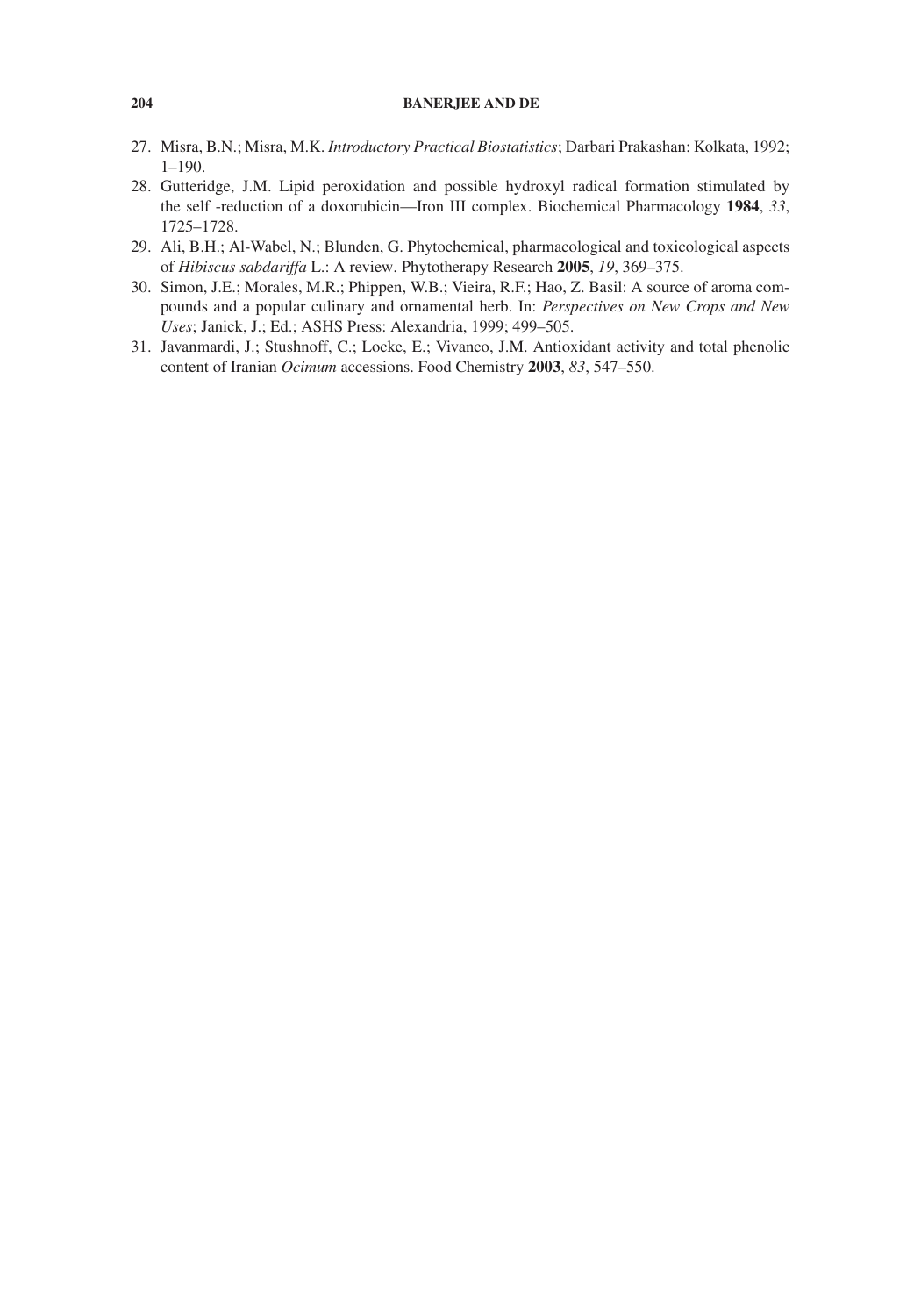27. Misra, B.N.; Misra, M.K. *Introductory Practical Biostatistics*; Darbari Prakashan: Kolkata, 1992; 1–190.
28. Gutteridge, J.M. Lipid peroxidation and possible hydroxyl radical formation stimulated by the self -reduction of a doxorubicin—Iron III complex. Biochemical Pharmacology **1984**, *33*, 1725–1728.
29. Ali, B.H.; Al-Wabel, N.; Blunden, G. Phytochemical, pharmacological and toxicological aspects of *Hibiscus sabdariffa* L.: A review. Phytotherapy Research **2005**, *19*, 369–375.
30. Simon, J.E.; Morales, M.R.; Phippen, W.B.; Vieira, R.F.; Hao, Z. Basil: A source of aroma compounds and a popular culinary and ornamental herb. In: *Perspectives on New Crops and New Uses*; Janick, J.; Ed.; ASHS Press: Alexandria, 1999; 499–505.
31. Javanmardi, J.; Stushnoff, C.; Locke, E.; Vivanco, J.M. Antioxidant activity and total phenolic content of Iranian *Ocimum* accessions. Food Chemistry **2003**, *83*, 547–550.